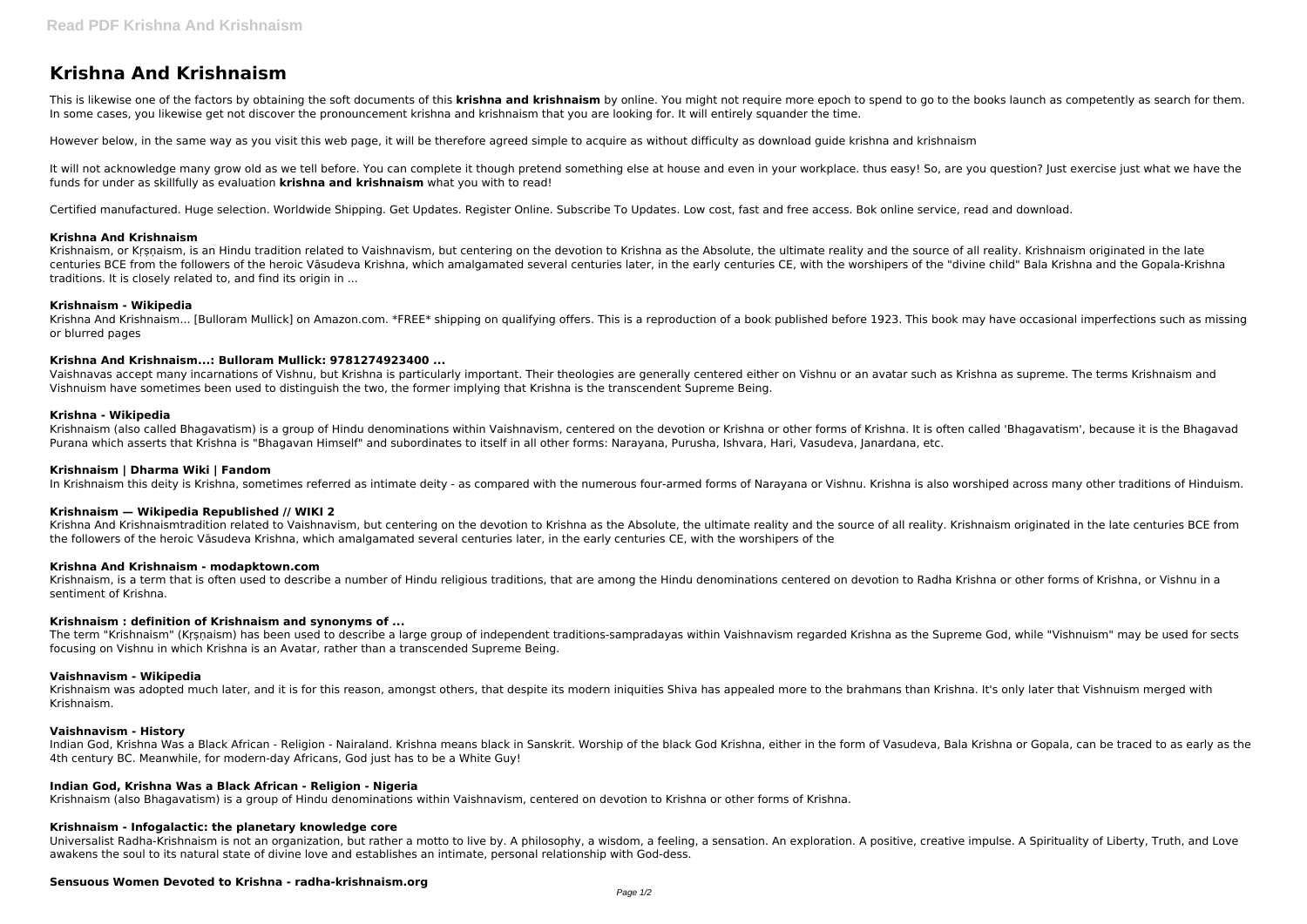# Krishna And Krishnaism

This is likewise one of the factors by obtaining the soft documents of this **krishna and krishnaism** by online. You might not require more epoch to spend to go to the books launch as competently as search for them. In some cases, you likewise get not discover the pronouncement krishna and krishnaism that you are looking for. It will entirely squander the time.

However below, in the same way as you visit this web page, it will be therefore agreed simple to acquire as without difficulty as download guide krishna and krishnaism

It will not acknowledge many grow old as we tell before. You can complete it though pretend something else at house and even in your workplace. thus easy! So, are you question? Just exercise just what we have the funds for under as skillfully as evaluation **krishna and krishnaism** what you with to read!

Certified manufactured. Huge selection. Worldwide Shipping. Get Updates. Register Online. Subscribe To Updates. Low cost, fast and free access. Bok online service, read and download.

### Krishna And Krishnaism

Krishnaism, or Kṛṣṇaism, is an Hindu tradition related to Vaishnavism, but centering on the devotion to Krishna as the Absolute, the ultimate reality and the source of all reality. Krishnaism originated in the late centuries BCE from the followers of the heroic Vāsudeva Krishna, which amalgamated several centuries later, in the early centuries CE, with the worshipers of the "divine child" Bala Krishna and the Gopala-Krishna traditions. It is closely related to, and find its origin in ...

### Krishnaism - Wikipedia

Krishna And Krishnaism... [Bulloram Mullick] on Amazon.com. *FREE* shipping on qualifying offers. This is a reproduction of a book published before 1923. This book may have occasional imperfections such as missing or blurred pages

### Krishna And Krishnaism...: Bulloram Mullick: 9781274923400 ...

Vaishnavas accept many incarnations of Vishnu, but Krishna is particularly important. Their theologies are generally centered either on Vishnu or an avatar such as Krishna as supreme. The terms Krishnaism and Vishnuism have sometimes been used to distinguish the two, the former implying that Krishna is the transcendent Supreme Being.

### Krishna - Wikipedia

Krishnaism (also called Bhagavatism) is a group of Hindu denominations within Vaishnavism, centered on the devotion or Krishna or other forms of Krishna. It is often called 'Bhagavatism', because it is the Bhagavad Purana which asserts that Krishna is "Bhagavan Himself" and subordinates to itself in all other forms: Narayana, Purusha, Ishvara, Hari, Vasudeva, Janardana, etc.

### Krishnaism | Dharma Wiki | Fandom

In Krishnaism this deity is Krishna, sometimes referred as intimate deity - as compared with the numerous four-armed forms of Narayana or Vishnu. Krishna is also worshiped across many other traditions of Hinduism.

### Krishnaism — Wikipedia Republished // WIKI 2

Krishna And Krishnaismtradition related to Vaishnavism, but centering on the devotion to Krishna as the Absolute, the ultimate reality and the source of all reality. Krishnaism originated in the late centuries BCE from the followers of the heroic Vāsudeva Krishna, which amalgamated several centuries later, in the early centuries CE, with the worshipers of the

### Krishna And Krishnaism - modapktown.com

Krishnaism, is a term that is often used to describe a number of Hindu religious traditions, that are among the Hindu denominations centered on devotion to Radha Krishna or other forms of Krishna, or Vishnu in a sentiment of Krishna.

### Krishnaism : definition of Krishnaism and synonyms of ...

The term "Krishnaism" (Kṛṣṇaism) has been used to describe a large group of independent traditions-sampradayas within Vaishnavism regarded Krishna as the Supreme God, while "Vishnuism" may be used for sects focusing on Vishnu in which Krishna is an Avatar, rather than a transcended Supreme Being.

### Vaishnavism - Wikipedia

Krishnaism was adopted much later, and it is for this reason, amongst others, that despite its modern iniquities Shiva has appealed more to the brahmans than Krishna. It's only later that Vishnuism merged with Krishnaism.

### Vaishnavism - History

Indian God, Krishna Was a Black African - Religion - Nairaland. Krishna means black in Sanskrit. Worship of the black God Krishna, either in the form of Vasudeva, Bala Krishna or Gopala, can be traced to as early as the 4th century BC. Meanwhile, for modern-day Africans, God just has to be a White Guy!

### Indian God, Krishna Was a Black African - Religion - Nigeria

Krishnaism (also Bhagavatism) is a group of Hindu denominations within Vaishnavism, centered on devotion to Krishna or other forms of Krishna.

### Krishnaism - Infogalactic: the planetary knowledge core

Universalist Radha-Krishnaism is not an organization, but rather a motto to live by. A philosophy, a wisdom, a feeling, a sensation. An exploration. A positive, creative impulse. A Spirituality of Liberty, Truth, and Love awakens the soul to its natural state of divine love and establishes an intimate, personal relationship with God-dess.

### Sensuous Women Devoted to Krishna - radha-krishnaism.org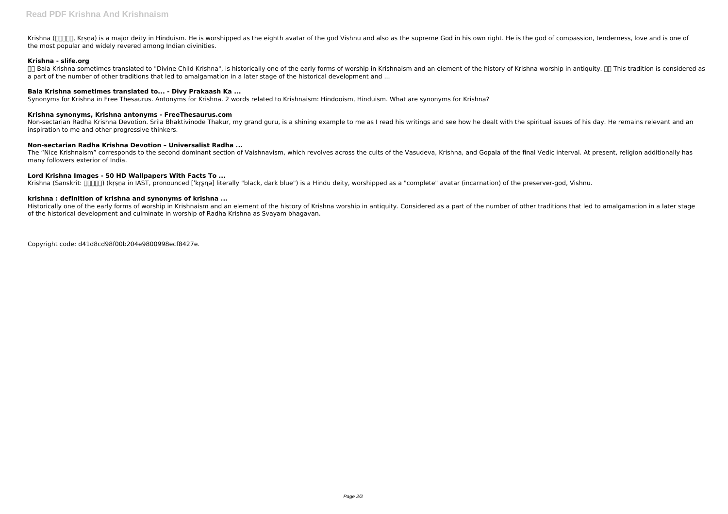Krishna (□□□□□, Kṛṣṇa) is a major deity in Hinduism. He is worshipped as the eighth avatar of the god Vishnu and also as the supreme God in his own right. He is the god of compassion, tenderness, love and is one of the most popular and widely revered among Indian divinities.

### Krishna - slife.org

□□ Bala Krishna sometimes translated to "Divine Child Krishna", is historically one of the early forms of worship in Krishnaism and an element of the history of Krishna worship in antiquity. □□ This tradition is considered as a part of the number of other traditions that led to amalgamation in a later stage of the historical development and ...

### Bala Krishna sometimes translated to... - Divy Prakaash Ka ...

Synonyms for Krishna in Free Thesaurus. Antonyms for Krishna. 2 words related to Krishnaism: Hindooism, Hinduism. What are synonyms for Krishna?

### Krishna synonyms, Krishna antonyms - FreeThesaurus.com

Non-sectarian Radha Krishna Devotion. Srila Bhaktivinode Thakur, my grand guru, is a shining example to me as I read his writings and see how he dealt with the spiritual issues of his day. He remains relevant and an inspiration to me and other progressive thinkers.

### Non-sectarian Radha Krishna Devotion – Universalist Radha ...

The "Nice Krishnaism" corresponds to the second dominant section of Vaishnavism, which revolves across the cults of the Vasudeva, Krishna, and Gopala of the final Vedic interval. At present, religion additionally has many followers exterior of India.

### Lord Krishna Images - 50 HD Wallpapers With Facts To ...

Krishna (Sanskrit: □□□□□) (kṛṣṇa in IAST, pronounced [ˈkr̩ʂɳə] literally "black, dark blue") is a Hindu deity, worshipped as a "complete" avatar (incarnation) of the preserver-god, Vishnu.

### krishna : definition of krishna and synonyms of krishna ...

Historically one of the early forms of worship in Krishnaism and an element of the history of Krishna worship in antiquity. Considered as a part of the number of other traditions that led to amalgamation in a later stage of the historical development and culminate in worship of Radha Krishna as Svayam bhagavan.

Copyright code: d41d8cd98f00b204e9800998ecf8427e.